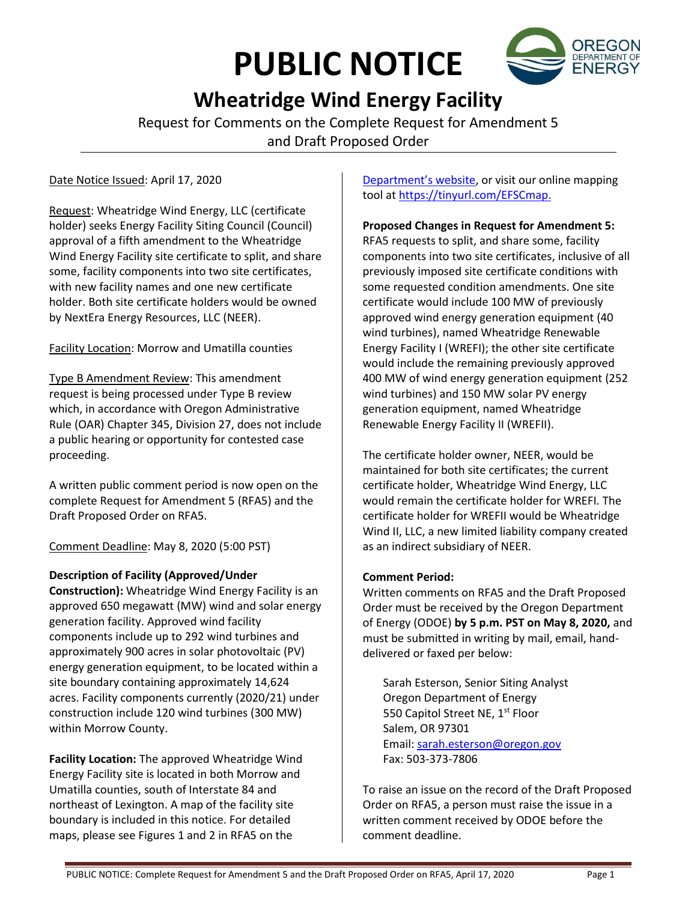# PUBLIC NOTICE

## Wheatridge Wind Energy Facility

Request for Comments on the Complete Request for Amendment 5 and Draft Proposed Order

Date Notice Issued: April 17, 2020

Request: Wheatridge Wind Energy, LLC (certificate holder) seeks Energy Facility Siting Council (Council) approval of a fifth amendment to the Wheatridge Wind Energy Facility site certificate to split, and share some, facility components into two site certificates, with new facility names and one new certificate holder. Both site certificate holders would be owned by NextEra Energy Resources, LLC (NEER).

Facility Location: Morrow and Umatilla counties

Type B Amendment Review: This amendment request is being processed under Type B review which, in accordance with Oregon Administrative Rule (OAR) Chapter 345, Division 27, does not include a public hearing or opportunity for contested case proceeding.

A written public comment period is now open on the complete Request for Amendment 5 (RFA5) and the Draft Proposed Order on RFA5.

Comment Deadline: May 8, 2020 (5:00 PST)

**Description of Facility (Approved/Under Construction):** Wheatridge Wind Energy Facility is an approved 650 megawatt (MW) wind and solar energy generation facility. Approved wind facility components include up to 292 wind turbines and approximately 900 acres in solar photovoltaic (PV) energy generation equipment, to be located within a site boundary containing approximately 14,624 acres. Facility components currently (2020/21) under construction include 120 wind turbines (300 MW) within Morrow County.

**Facility Location:** The approved Wheatridge Wind Energy Facility site is located in both Morrow and Umatilla counties, south of Interstate 84 and northeast of Lexington. A map of the facility site boundary is included in this notice. For detailed maps, please see Figures 1 and 2 in RFA5 on the Department's website, or visit our online mapping tool at https://tinyurl.com/EFSCmap.

**Proposed Changes in Request for Amendment 5:** RFA5 requests to split, and share some, facility components into two site certificates, inclusive of all previously imposed site certificate conditions with some requested condition amendments. One site certificate would include 100 MW of previously approved wind energy generation equipment (40 wind turbines), named Wheatridge Renewable Energy Facility I (WREFI); the other site certificate would include the remaining previously approved 400 MW of wind energy generation equipment (252 wind turbines) and 150 MW solar PV energy generation equipment, named Wheatridge Renewable Energy Facility II (WREFII).

The certificate holder owner, NEER, would be maintained for both site certificates; the current certificate holder, Wheatridge Wind Energy, LLC would remain the certificate holder for WREFI. The certificate holder for WREFII would be Wheatridge Wind II, LLC, a new limited liability company created as an indirect subsidiary of NEER.

**Comment Period:**

Written comments on RFA5 and the Draft Proposed Order must be received by the Oregon Department of Energy (ODOE) **by 5 p.m. PST on May 8, 2020,** and must be submitted in writing by mail, email, hand-delivered or faxed per below:

Sarah Esterson, Senior Siting Analyst
Oregon Department of Energy
550 Capitol Street NE, 1st Floor
Salem, OR 97301
Email: sarah.esterson@oregon.gov
Fax: 503-373-7806

To raise an issue on the record of the Draft Proposed Order on RFA5, a person must raise the issue in a written comment received by ODOE before the comment deadline.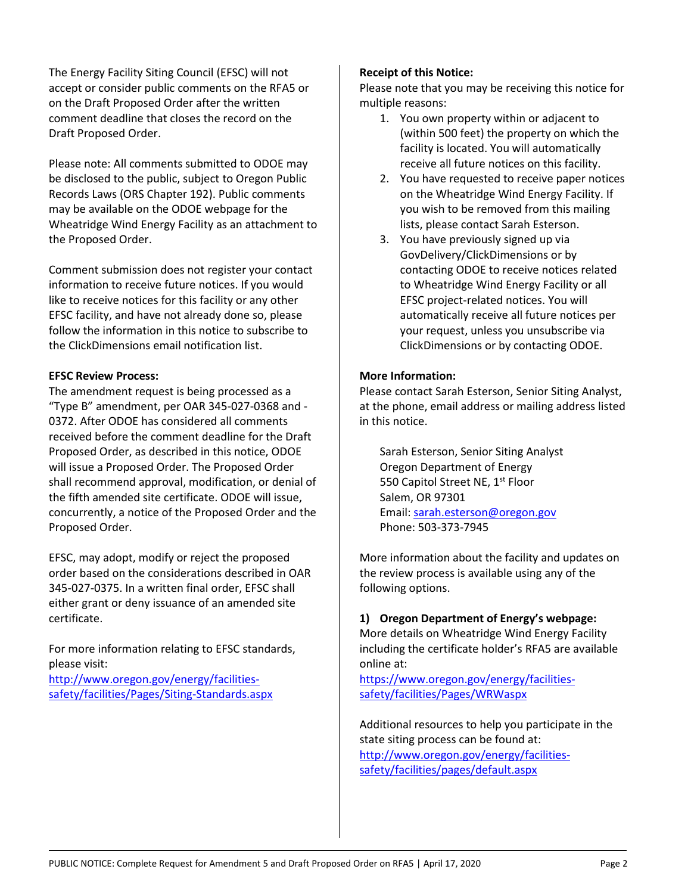The Energy Facility Siting Council (EFSC) will not accept or consider public comments on the RFA5 or on the Draft Proposed Order after the written comment deadline that closes the record on the Draft Proposed Order.

Please note: All comments submitted to ODOE may be disclosed to the public, subject to Oregon Public Records Laws (ORS Chapter 192). Public comments may be available on the ODOE webpage for the Wheatridge Wind Energy Facility as an attachment to the Proposed Order.

Comment submission does not register your contact information to receive future notices. If you would like to receive notices for this facility or any other EFSC facility, and have not already done so, please follow the information in this notice to subscribe to the ClickDimensions email notification list.

**EFSC Review Process:**

The amendment request is being processed as a "Type B" amendment, per OAR 345-027-0368 and -0372. After ODOE has considered all comments received before the comment deadline for the Draft Proposed Order, as described in this notice, ODOE will issue a Proposed Order. The Proposed Order shall recommend approval, modification, or denial of the fifth amended site certificate. ODOE will issue, concurrently, a notice of the Proposed Order and the Proposed Order.

EFSC, may adopt, modify or reject the proposed order based on the considerations described in OAR 345-027-0375. In a written final order, EFSC shall either grant or deny issuance of an amended site certificate.

For more information relating to EFSC standards, please visit:
http://www.oregon.gov/energy/facilities-safety/facilities/Pages/Siting-Standards.aspx

**Receipt of this Notice:**

Please note that you may be receiving this notice for multiple reasons:

1. You own property within or adjacent to (within 500 feet) the property on which the facility is located. You will automatically receive all future notices on this facility.
2. You have requested to receive paper notices on the Wheatridge Wind Energy Facility. If you wish to be removed from this mailing lists, please contact Sarah Esterson.
3. You have previously signed up via GovDelivery/ClickDimensions or by contacting ODOE to receive notices related to Wheatridge Wind Energy Facility or all EFSC project-related notices. You will automatically receive all future notices per your request, unless you unsubscribe via ClickDimensions or by contacting ODOE.

**More Information:**

Please contact Sarah Esterson, Senior Siting Analyst, at the phone, email address or mailing address listed in this notice.

Sarah Esterson, Senior Siting Analyst
Oregon Department of Energy
550 Capitol Street NE, 1st Floor
Salem, OR 97301
Email: sarah.esterson@oregon.gov
Phone: 503-373-7945

More information about the facility and updates on the review process is available using any of the following options.

**1) Oregon Department of Energy's webpage:**

More details on Wheatridge Wind Energy Facility including the certificate holder's RFA5 are available online at:
https://www.oregon.gov/energy/facilities-safety/facilities/Pages/WRWaspx

Additional resources to help you participate in the state siting process can be found at:
http://www.oregon.gov/energy/facilities-safety/facilities/pages/default.aspx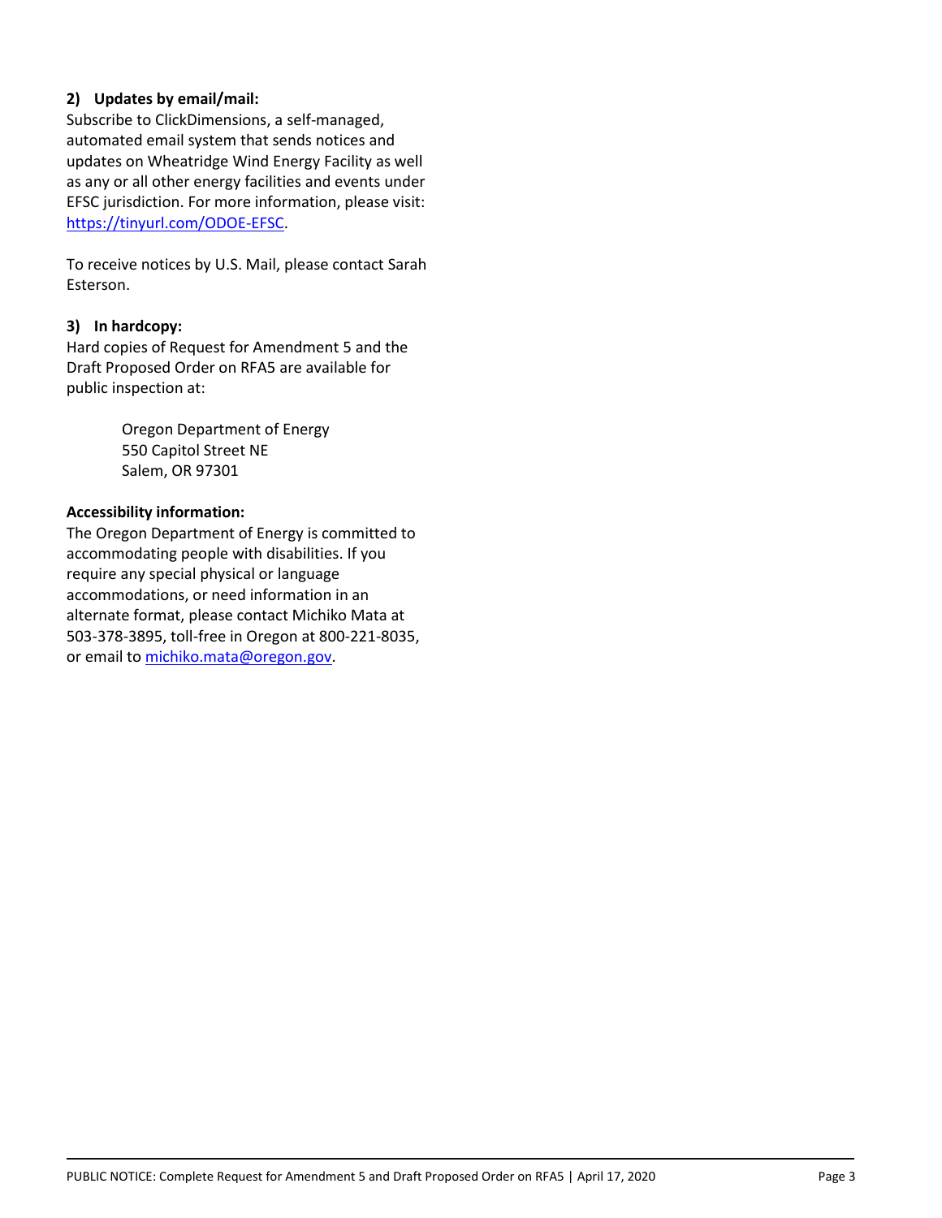**2) Updates by email/mail:**

Subscribe to ClickDimensions, a self-managed, automated email system that sends notices and updates on Wheatridge Wind Energy Facility as well as any or all other energy facilities and events under EFSC jurisdiction. For more information, please visit: https://tinyurl.com/ODOE-EFSC.

To receive notices by U.S. Mail, please contact Sarah Esterson.

**3) In hardcopy:**

Hard copies of Request for Amendment 5 and the Draft Proposed Order on RFA5 are available for public inspection at:

> Oregon Department of Energy
> 550 Capitol Street NE
> Salem, OR 97301

**Accessibility information:**

The Oregon Department of Energy is committed to accommodating people with disabilities. If you require any special physical or language accommodations, or need information in an alternate format, please contact Michiko Mata at 503-378-3895, toll-free in Oregon at 800-221-8035, or email to michiko.mata@oregon.gov.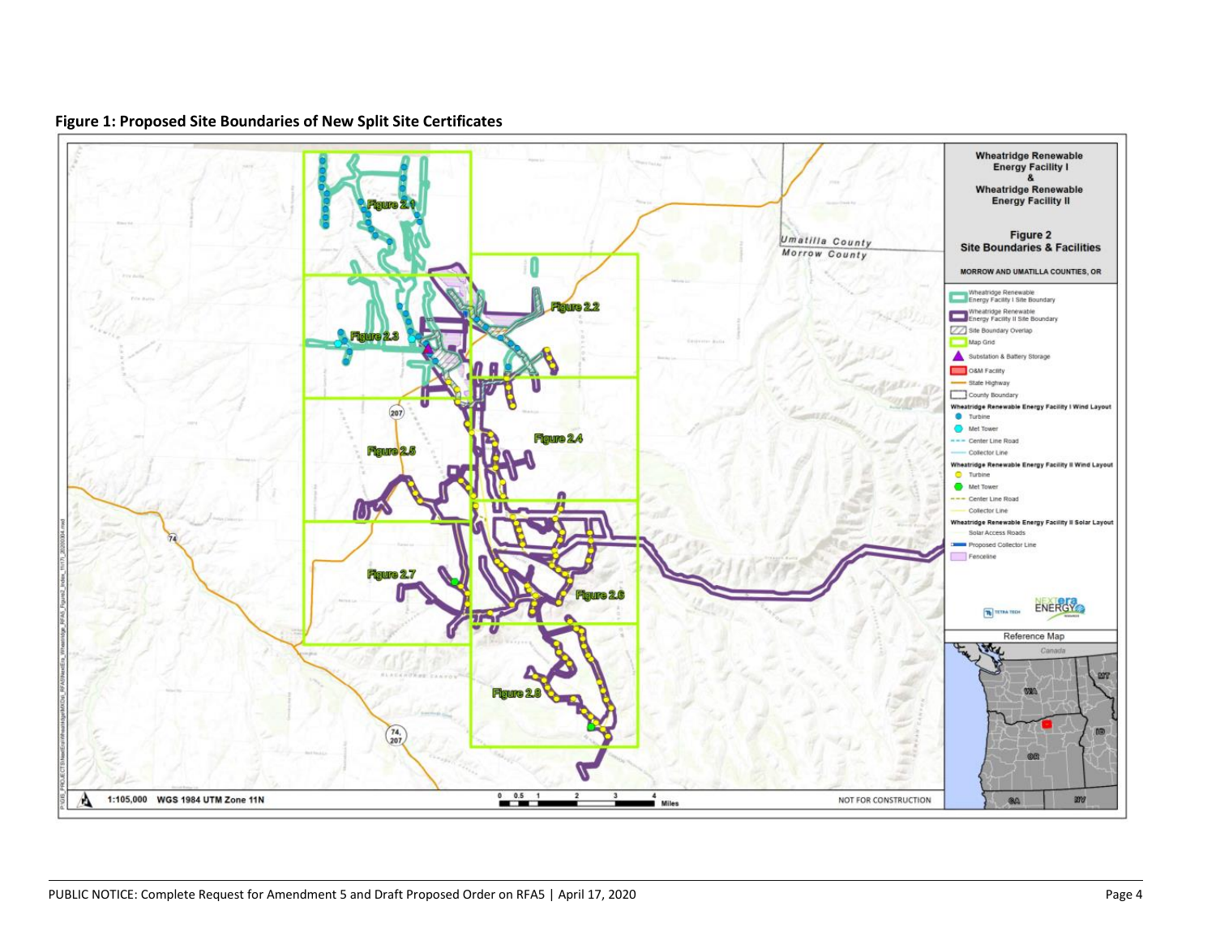**Figure 1: Proposed Site Boundaries of New Split Site Certificates**

Wheatridge Renewable Energy Facility I & Wheatridge Renewable Energy Facility II

Figure 2
Site Boundaries & Facilities

MORROW AND UMATILLA COUNTIES, OR

Wheatridge Renewable Energy Facility I Site Boundary
Wheatridge Renewable Energy Facility II Site Boundary
Site Boundary Overlap
Map Grid
Substation & Battery Storage
O&M Facility
State Highway
County Boundary

Wheatridge Renewable Energy Facility I Wind Layout
Turbine
Met Tower
Center Line Road
Collector Line

Wheatridge Renewable Energy Facility II Wind Layout
Turbine
Met Tower
Center Line Road
Collector Line

Wheatridge Renewable Energy Facility II Solar Layout
Solar Access Roads
Proposed Collector Line
Fenceline

Figure 2.1
Figure 2.2
Figure 2.3
Figure 2.4
Figure 2.5
Figure 2.6
Figure 2.7
Figure 2.8

Umatilla County
Morrow County

207
74
74, 207

Reference Map

1:105,000 WGS 1984 UTM Zone 11N

0 0.5 1 2 3 4 Miles

NOT FOR CONSTRUCTION